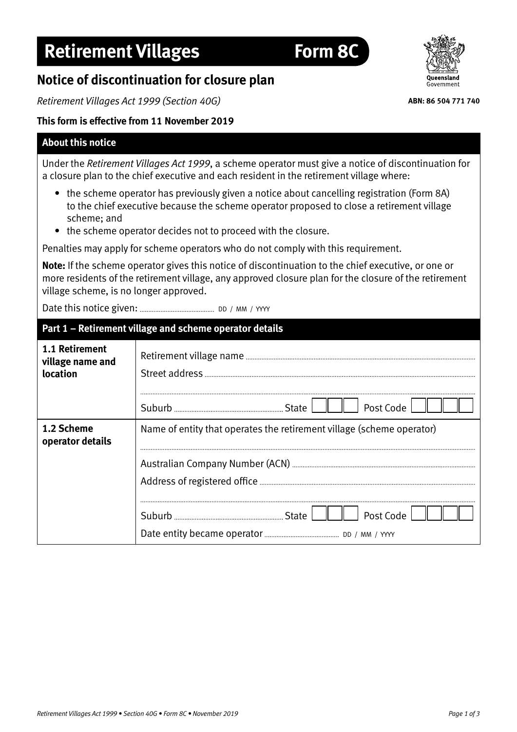# Retirement Villages — Form 8C

## Notice of discontinuation for closure plan

*Retirement Villages Act 1999 (Section 40G)*

ABN: 86 504 771 740

**This form is effective from 11 November 2019**

### About this notice

Under the *Retirement Villages Act 1999*, a scheme operator must give a notice of discontinuation for a closure plan to the chief executive and each resident in the retirement village where:

- the scheme operator has previously given a notice about cancelling registration (Form 8A) to the chief executive because the scheme operator proposed to close a retirement village scheme; and
- the scheme operator decides not to proceed with the closure.

Penalties may apply for scheme operators who do not comply with this requirement.

**Note:** If the scheme operator gives this notice of discontinuation to the chief executive, or one or more residents of the retirement village, any approved closure plan for the closure of the retirement village scheme, is no longer approved.

Date this notice given: ........................ DD / MM / YYYY

### Part 1 – Retirement village and scheme operator details

| | |
|---|---|
| **1.1 Retirement village name and location** | Retirement village name ........................<br>Street address ........................<br>........................<br>Suburb ........................ State ☐☐☐ Post Code ☐☐☐☐ |
| **1.2 Scheme operator details** | Name of entity that operates the retirement village (scheme operator)<br>........................<br>Australian Company Number (ACN) ........................<br>Address of registered office ........................<br>........................<br>Suburb ........................ State ☐☐☐ Post Code ☐☐☐☐<br>Date entity became operator ........................ DD / MM / YYYY |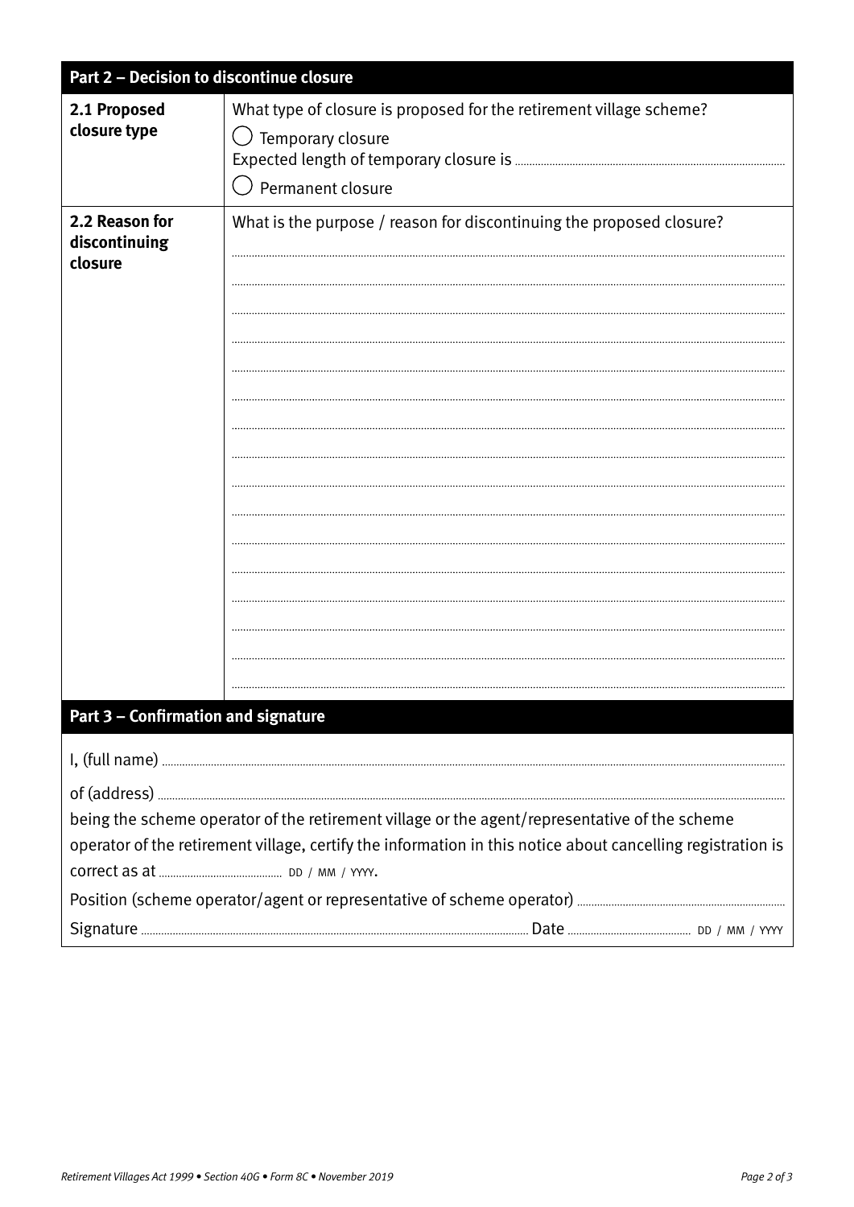## Part 2 – Decision to discontinue closure

| | |
|---|---|
| **2.1 Proposed closure type** | What type of closure is proposed for the retirement village scheme?<br>◯ Temporary closure<br>Expected length of temporary closure is ..........<br>◯ Permanent closure |
| **2.2 Reason for discontinuing closure** | What is the purpose / reason for discontinuing the proposed closure?<br>..........<br>..........<br>..........<br>..........<br>..........<br>..........<br>..........<br>..........<br>..........<br>..........<br>..........<br>..........<br>..........<br>..........<br>..........<br>.......... |

## Part 3 – Confirmation and signature

I, (full name) ..........

of (address) ..........

being the scheme operator of the retirement village or the agent/representative of the scheme operator of the retirement village, certify the information in this notice about cancelling registration is correct as at .......... DD / MM / YYYY.

Position (scheme operator/agent or representative of scheme operator) ..........

Signature .......... Date .......... DD / MM / YYYY

*Retirement Villages Act 1999 • Section 40G • Form 8C • November 2019*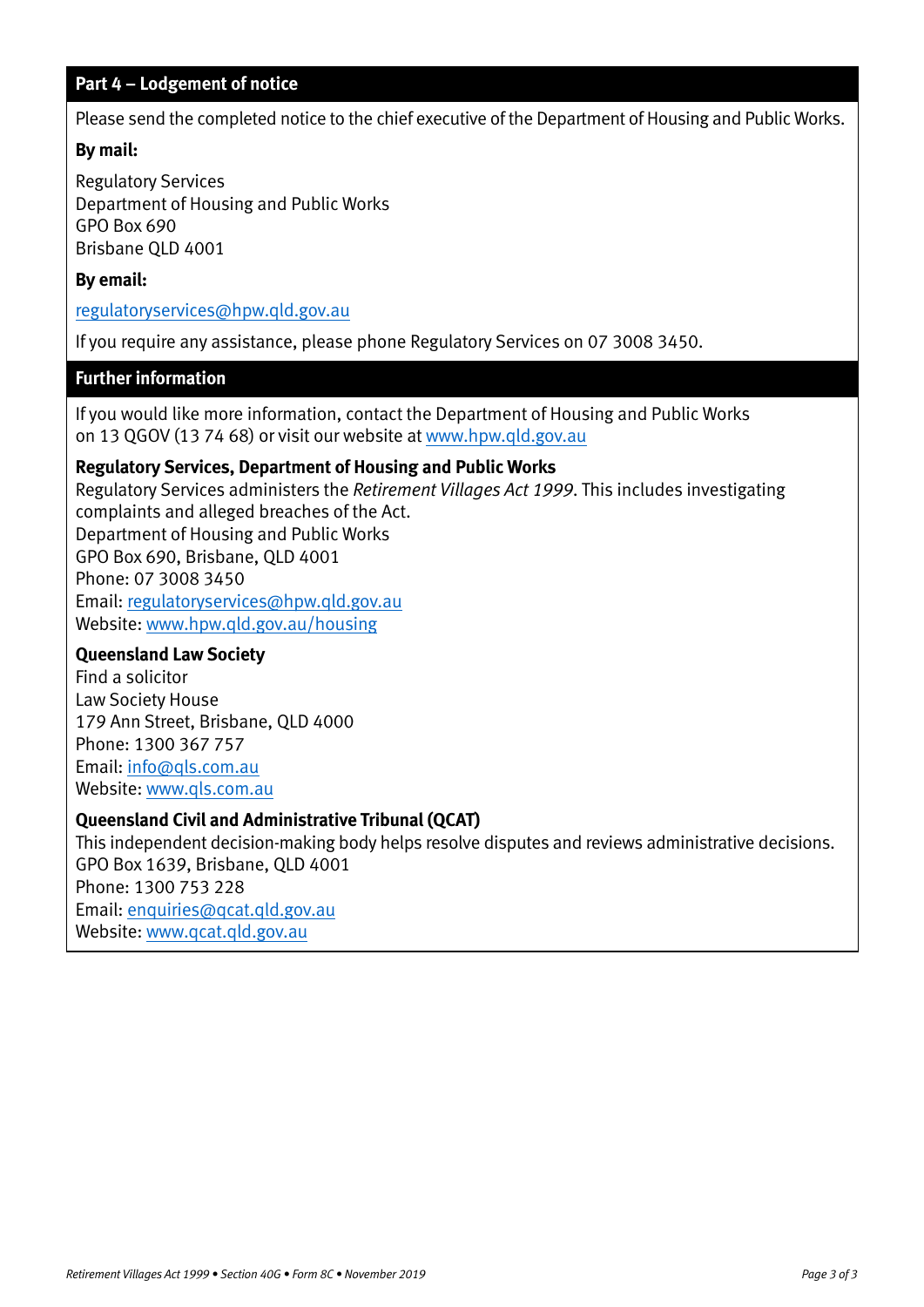## Part 4 – Lodgement of notice

Please send the completed notice to the chief executive of the Department of Housing and Public Works.

**By mail:**

Regulatory Services
Department of Housing and Public Works
GPO Box 690
Brisbane QLD 4001

**By email:**

regulatoryservices@hpw.qld.gov.au

If you require any assistance, please phone Regulatory Services on 07 3008 3450.

## Further information

If you would like more information, contact the Department of Housing and Public Works on 13 QGOV (13 74 68) or visit our website at www.hpw.qld.gov.au

**Regulatory Services, Department of Housing and Public Works**
Regulatory Services administers the *Retirement Villages Act 1999*. This includes investigating complaints and alleged breaches of the Act.
Department of Housing and Public Works
GPO Box 690, Brisbane, QLD 4001
Phone: 07 3008 3450
Email: regulatoryservices@hpw.qld.gov.au
Website: www.hpw.qld.gov.au/housing

**Queensland Law Society**
Find a solicitor
Law Society House
179 Ann Street, Brisbane, QLD 4000
Phone: 1300 367 757
Email: info@qls.com.au
Website: www.qls.com.au

**Queensland Civil and Administrative Tribunal (QCAT)**
This independent decision-making body helps resolve disputes and reviews administrative decisions.
GPO Box 1639, Brisbane, QLD 4001
Phone: 1300 753 228
Email: enquiries@qcat.qld.gov.au
Website: www.qcat.qld.gov.au